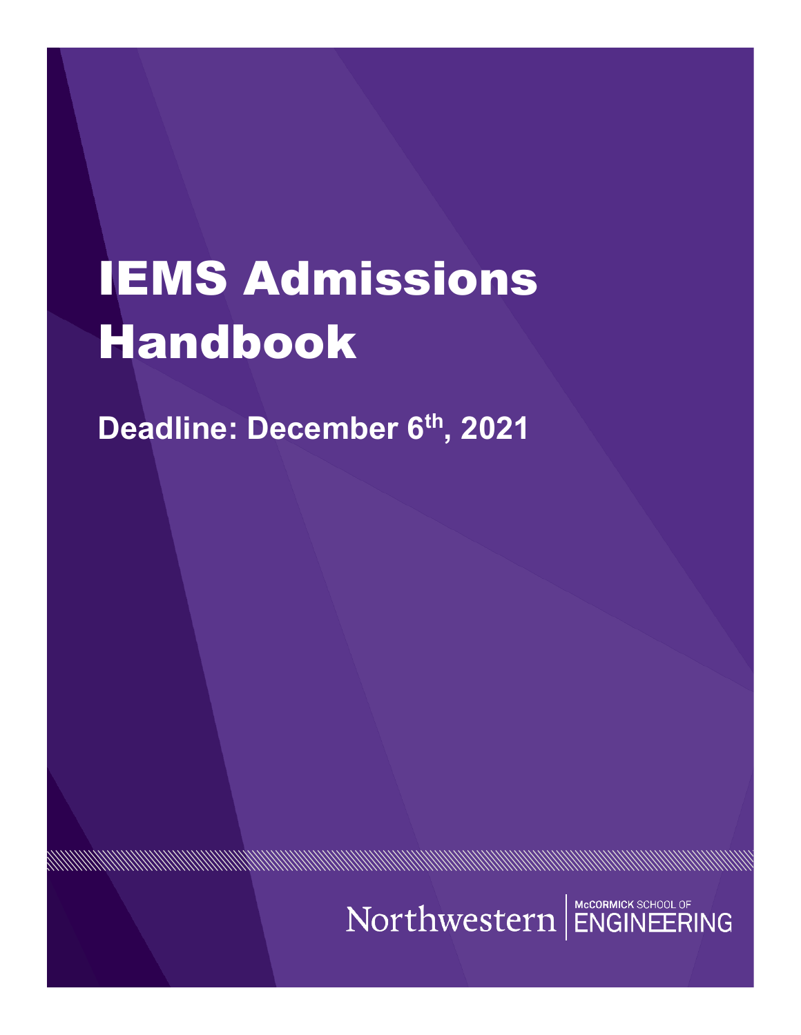# IEMS Admissions Handbook

**Deadline: December 6th, 2021**

Northwestern | McCORMICK SCHOOL OF ENGINEERING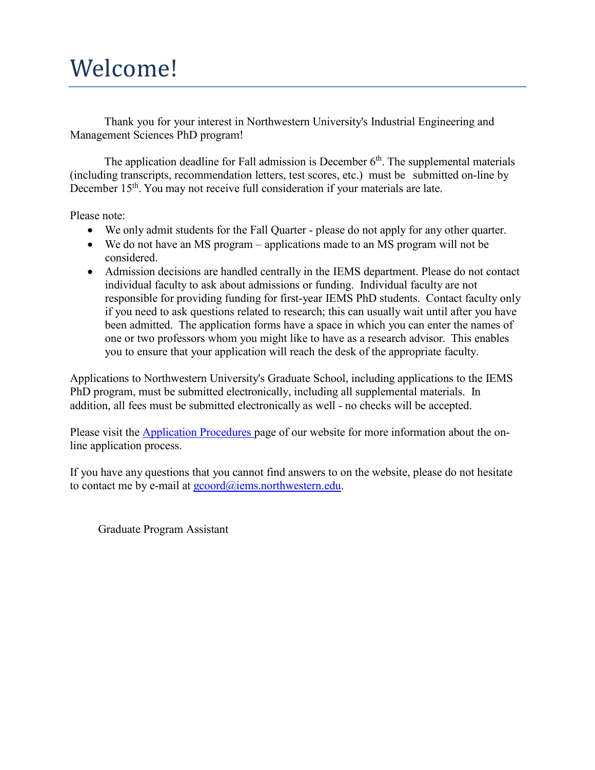# Welcome!

Thank you for your interest in Northwestern University's Industrial Engineering and Management Sciences PhD program!

The application deadline for Fall admission is December 6th. The supplemental materials (including transcripts, recommendation letters, test scores, etc.) must be submitted on-line by December 15th. You may not receive full consideration if your materials are late.

Please note:

- We only admit students for the Fall Quarter - please do not apply for any other quarter.
- We do not have an MS program – applications made to an MS program will not be considered.
- Admission decisions are handled centrally in the IEMS department. Please do not contact individual faculty to ask about admissions or funding. Individual faculty are not responsible for providing funding for first-year IEMS PhD students. Contact faculty only if you need to ask questions related to research; this can usually wait until after you have been admitted. The application forms have a space in which you can enter the names of one or two professors whom you might like to have as a research advisor. This enables you to ensure that your application will reach the desk of the appropriate faculty.

Applications to Northwestern University's Graduate School, including applications to the IEMS PhD program, must be submitted electronically, including all supplemental materials. In addition, all fees must be submitted electronically as well - no checks will be accepted.

Please visit the [Application Procedures](#) page of our website for more information about the on-line application process.

If you have any questions that you cannot find answers to on the website, please do not hesitate to contact me by e-mail at gcoord@iems.northwestern.edu.

Graduate Program Assistant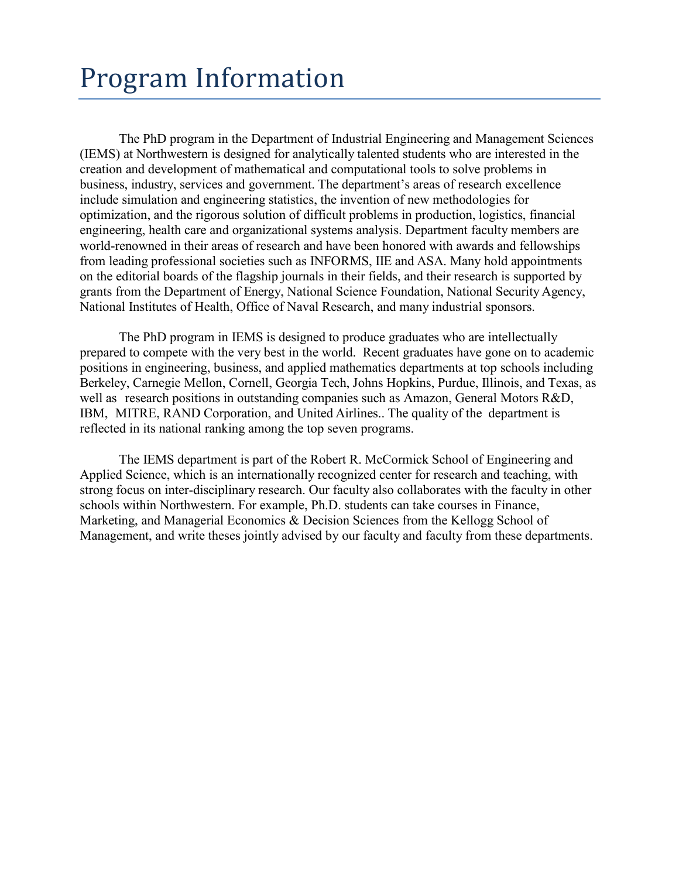# Program Information

The PhD program in the Department of Industrial Engineering and Management Sciences (IEMS) at Northwestern is designed for analytically talented students who are interested in the creation and development of mathematical and computational tools to solve problems in business, industry, services and government. The department's areas of research excellence include simulation and engineering statistics, the invention of new methodologies for optimization, and the rigorous solution of difficult problems in production, logistics, financial engineering, health care and organizational systems analysis. Department faculty members are world-renowned in their areas of research and have been honored with awards and fellowships from leading professional societies such as INFORMS, IIE and ASA. Many hold appointments on the editorial boards of the flagship journals in their fields, and their research is supported by grants from the Department of Energy, National Science Foundation, National Security Agency, National Institutes of Health, Office of Naval Research, and many industrial sponsors.

The PhD program in IEMS is designed to produce graduates who are intellectually prepared to compete with the very best in the world. Recent graduates have gone on to academic positions in engineering, business, and applied mathematics departments at top schools including Berkeley, Carnegie Mellon, Cornell, Georgia Tech, Johns Hopkins, Purdue, Illinois, and Texas, as well as research positions in outstanding companies such as Amazon, General Motors R&D, IBM, MITRE, RAND Corporation, and United Airlines.. The quality of the department is reflected in its national ranking among the top seven programs.

The IEMS department is part of the Robert R. McCormick School of Engineering and Applied Science, which is an internationally recognized center for research and teaching, with strong focus on inter-disciplinary research. Our faculty also collaborates with the faculty in other schools within Northwestern. For example, Ph.D. students can take courses in Finance, Marketing, and Managerial Economics & Decision Sciences from the Kellogg School of Management, and write theses jointly advised by our faculty and faculty from these departments.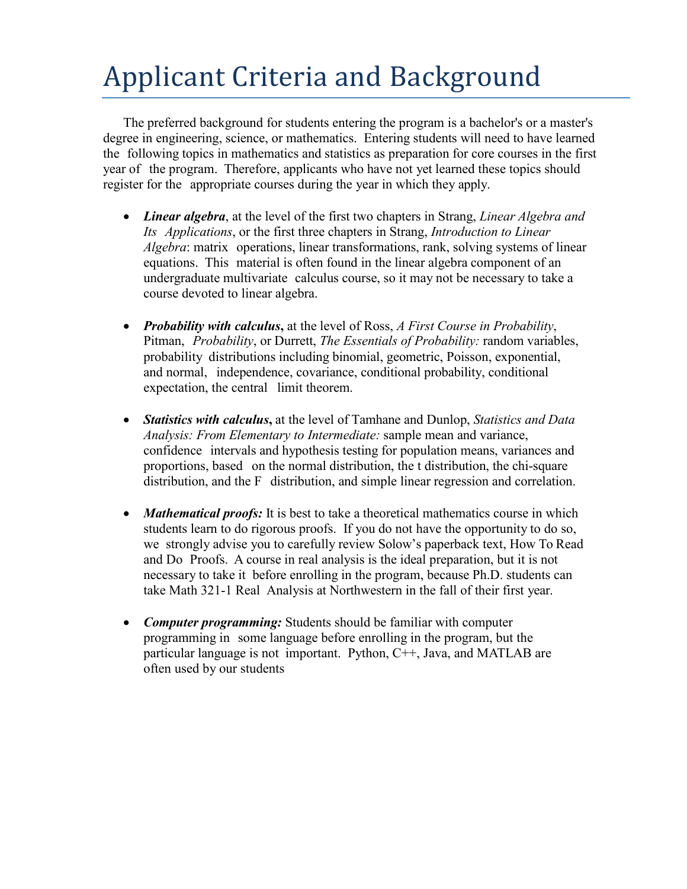# Applicant Criteria and Background

The preferred background for students entering the program is a bachelor's or a master's degree in engineering, science, or mathematics. Entering students will need to have learned the following topics in mathematics and statistics as preparation for core courses in the first year of the program. Therefore, applicants who have not yet learned these topics should register for the appropriate courses during the year in which they apply.

- ***Linear algebra***, at the level of the first two chapters in Strang, *Linear Algebra and Its Applications*, or the first three chapters in Strang, *Introduction to Linear Algebra*: matrix operations, linear transformations, rank, solving systems of linear equations. This material is often found in the linear algebra component of an undergraduate multivariate calculus course, so it may not be necessary to take a course devoted to linear algebra.

- ***Probability with calculus*****,** at the level of Ross, *A First Course in Probability*, Pitman, *Probability*, or Durrett, *The Essentials of Probability:* random variables, probability distributions including binomial, geometric, Poisson, exponential, and normal, independence, covariance, conditional probability, conditional expectation, the central limit theorem.

- ***Statistics with calculus*****,** at the level of Tamhane and Dunlop, *Statistics and Data Analysis: From Elementary to Intermediate:* sample mean and variance, confidence intervals and hypothesis testing for population means, variances and proportions, based on the normal distribution, the t distribution, the chi-square distribution, and the F distribution, and simple linear regression and correlation.

- ***Mathematical proofs:*** It is best to take a theoretical mathematics course in which students learn to do rigorous proofs. If you do not have the opportunity to do so, we strongly advise you to carefully review Solow's paperback text, How To Read and Do Proofs. A course in real analysis is the ideal preparation, but it is not necessary to take it before enrolling in the program, because Ph.D. students can take Math 321-1 Real Analysis at Northwestern in the fall of their first year.

- ***Computer programming:*** Students should be familiar with computer programming in some language before enrolling in the program, but the particular language is not important. Python, C++, Java, and MATLAB are often used by our students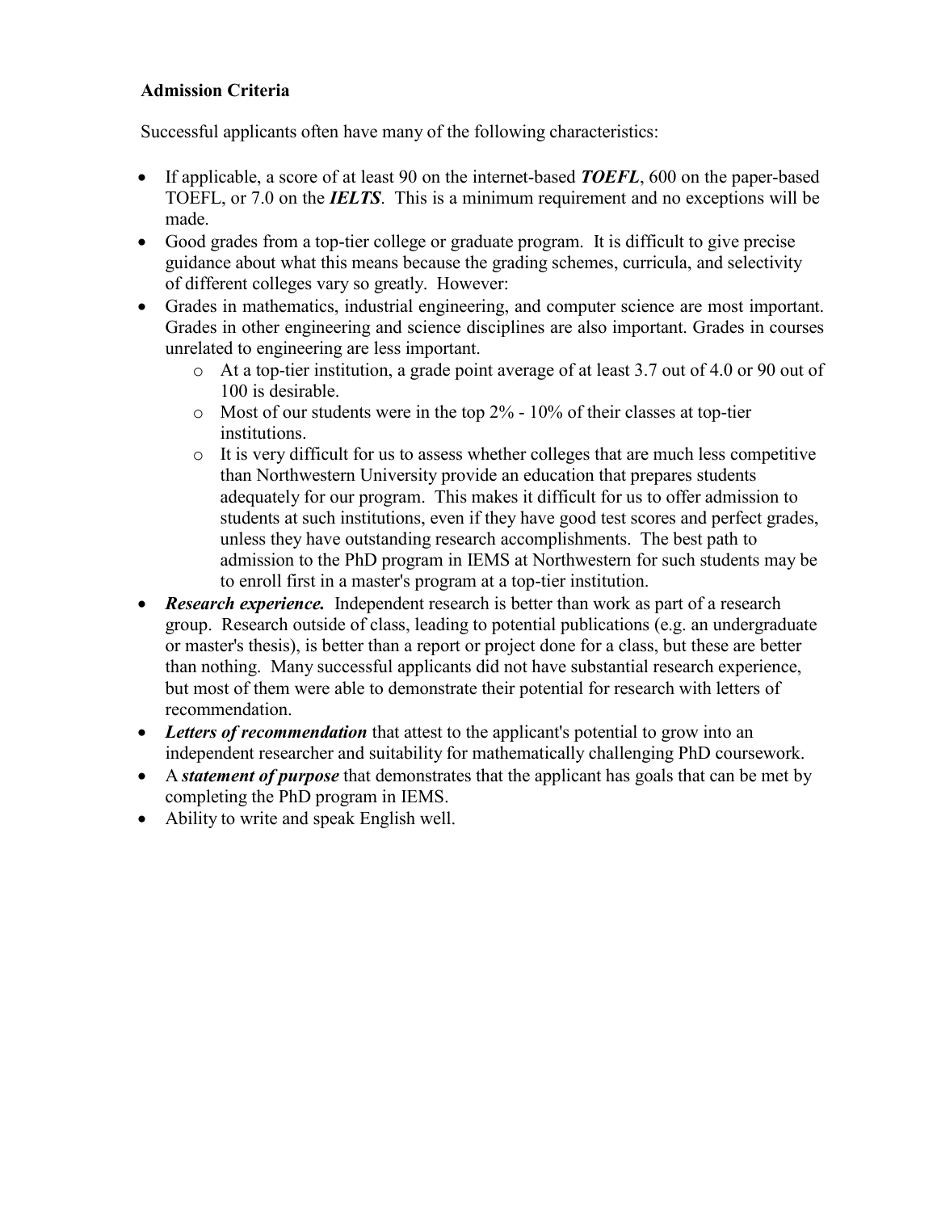**Admission Criteria**

Successful applicants often have many of the following characteristics:

- If applicable, a score of at least 90 on the internet-based ***TOEFL***, 600 on the paper-based TOEFL, or 7.0 on the ***IELTS***. This is a minimum requirement and no exceptions will be made.
- Good grades from a top-tier college or graduate program. It is difficult to give precise guidance about what this means because the grading schemes, curricula, and selectivity of different colleges vary so greatly. However:
- Grades in mathematics, industrial engineering, and computer science are most important. Grades in other engineering and science disciplines are also important. Grades in courses unrelated to engineering are less important.
    - At a top-tier institution, a grade point average of at least 3.7 out of 4.0 or 90 out of 100 is desirable.
    - Most of our students were in the top 2% - 10% of their classes at top-tier institutions.
    - It is very difficult for us to assess whether colleges that are much less competitive than Northwestern University provide an education that prepares students adequately for our program. This makes it difficult for us to offer admission to students at such institutions, even if they have good test scores and perfect grades, unless they have outstanding research accomplishments. The best path to admission to the PhD program in IEMS at Northwestern for such students may be to enroll first in a master's program at a top-tier institution.
- ***Research experience.*** Independent research is better than work as part of a research group. Research outside of class, leading to potential publications (e.g. an undergraduate or master's thesis), is better than a report or project done for a class, but these are better than nothing. Many successful applicants did not have substantial research experience, but most of them were able to demonstrate their potential for research with letters of recommendation.
- ***Letters of recommendation*** that attest to the applicant's potential to grow into an independent researcher and suitability for mathematically challenging PhD coursework.
- A ***statement of purpose*** that demonstrates that the applicant has goals that can be met by completing the PhD program in IEMS.
- Ability to write and speak English well.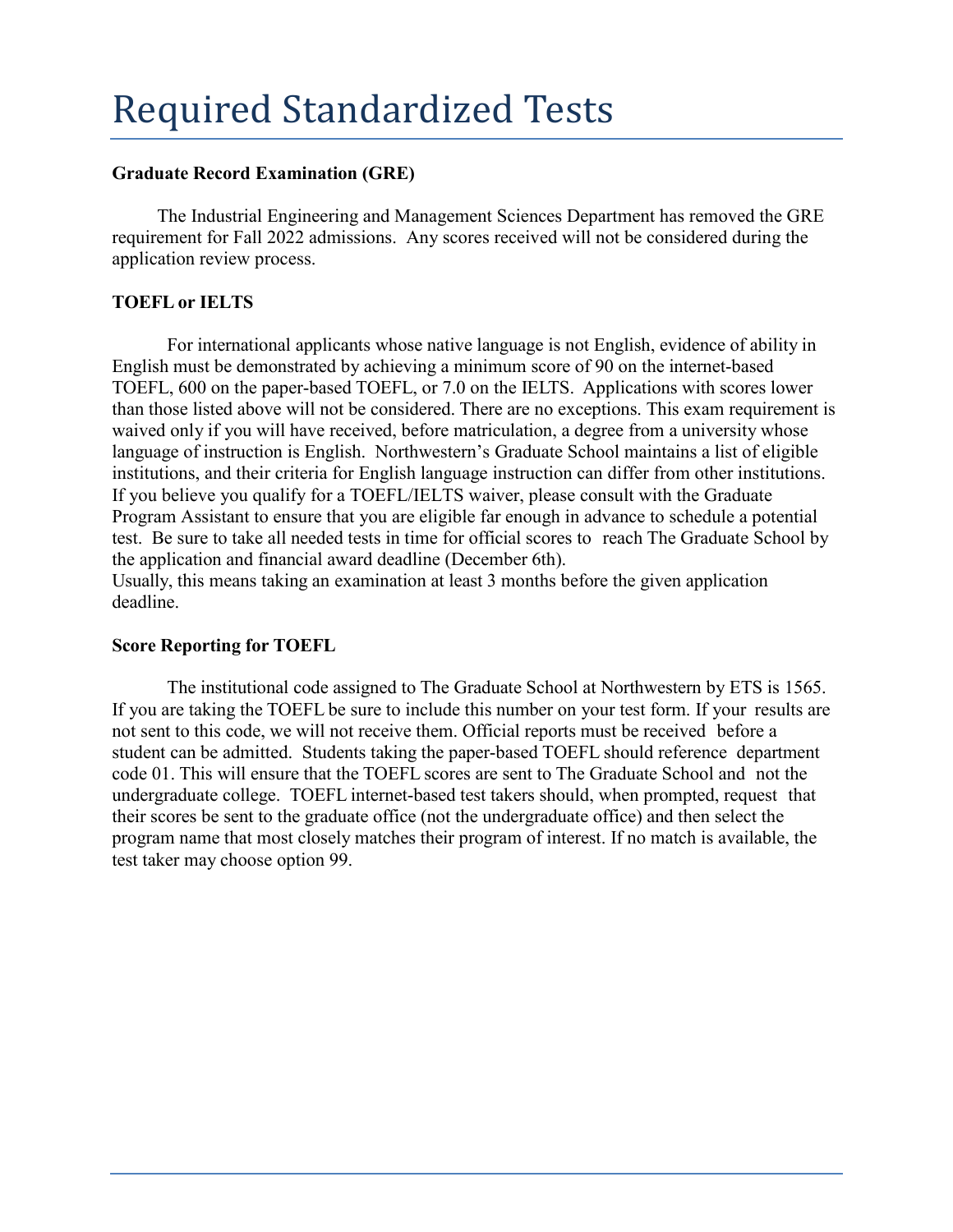# Required Standardized Tests

**Graduate Record Examination (GRE)**

The Industrial Engineering and Management Sciences Department has removed the GRE requirement for Fall 2022 admissions. Any scores received will not be considered during the application review process.

**TOEFL or IELTS**

For international applicants whose native language is not English, evidence of ability in English must be demonstrated by achieving a minimum score of 90 on the internet-based TOEFL, 600 on the paper-based TOEFL, or 7.0 on the IELTS. Applications with scores lower than those listed above will not be considered. There are no exceptions. This exam requirement is waived only if you will have received, before matriculation, a degree from a university whose language of instruction is English. Northwestern's Graduate School maintains a list of eligible institutions, and their criteria for English language instruction can differ from other institutions. If you believe you qualify for a TOEFL/IELTS waiver, please consult with the Graduate Program Assistant to ensure that you are eligible far enough in advance to schedule a potential test. Be sure to take all needed tests in time for official scores to reach The Graduate School by the application and financial award deadline (December 6th).
Usually, this means taking an examination at least 3 months before the given application deadline.

**Score Reporting for TOEFL**

The institutional code assigned to The Graduate School at Northwestern by ETS is 1565. If you are taking the TOEFL be sure to include this number on your test form. If your results are not sent to this code, we will not receive them. Official reports must be received before a student can be admitted. Students taking the paper-based TOEFL should reference department code 01. This will ensure that the TOEFL scores are sent to The Graduate School and not the undergraduate college. TOEFL internet-based test takers should, when prompted, request that their scores be sent to the graduate office (not the undergraduate office) and then select the program name that most closely matches their program of interest. If no match is available, the test taker may choose option 99.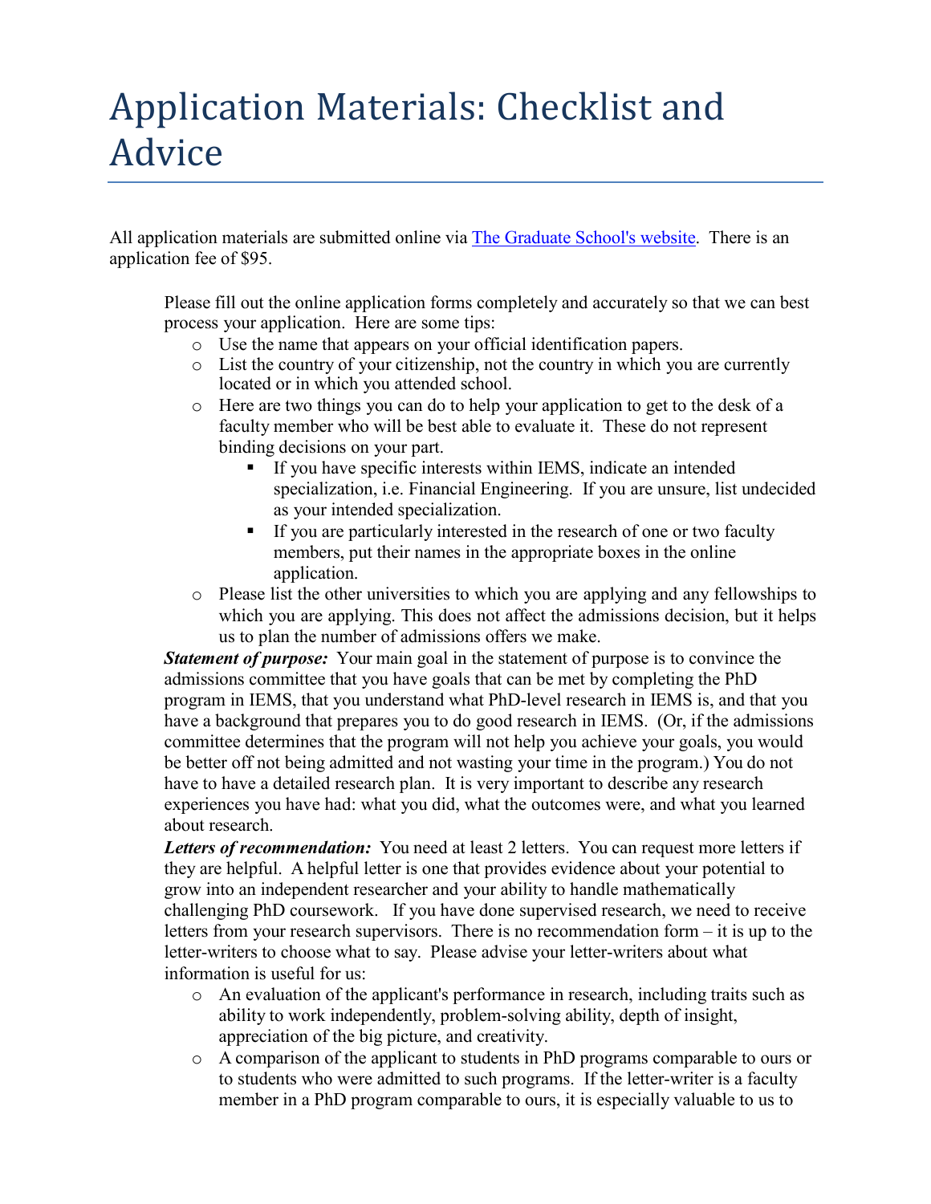# Application Materials: Checklist and Advice

All application materials are submitted online via [The Graduate School's website](). There is an application fee of $95.

Please fill out the online application forms completely and accurately so that we can best process your application. Here are some tips:

- Use the name that appears on your official identification papers.
- List the country of your citizenship, not the country in which you are currently located or in which you attended school.
- Here are two things you can do to help your application to get to the desk of a faculty member who will be best able to evaluate it. These do not represent binding decisions on your part.
    - If you have specific interests within IEMS, indicate an intended specialization, i.e. Financial Engineering. If you are unsure, list undecided as your intended specialization.
    - If you are particularly interested in the research of one or two faculty members, put their names in the appropriate boxes in the online application.
- Please list the other universities to which you are applying and any fellowships to which you are applying. This does not affect the admissions decision, but it helps us to plan the number of admissions offers we make.

***Statement of purpose:*** Your main goal in the statement of purpose is to convince the admissions committee that you have goals that can be met by completing the PhD program in IEMS, that you understand what PhD-level research in IEMS is, and that you have a background that prepares you to do good research in IEMS. (Or, if the admissions committee determines that the program will not help you achieve your goals, you would be better off not being admitted and not wasting your time in the program.) You do not have to have a detailed research plan. It is very important to describe any research experiences you have had: what you did, what the outcomes were, and what you learned about research.

***Letters of recommendation:*** You need at least 2 letters. You can request more letters if they are helpful. A helpful letter is one that provides evidence about your potential to grow into an independent researcher and your ability to handle mathematically challenging PhD coursework. If you have done supervised research, we need to receive letters from your research supervisors. There is no recommendation form – it is up to the letter-writers to choose what to say. Please advise your letter-writers about what information is useful for us:

- An evaluation of the applicant's performance in research, including traits such as ability to work independently, problem-solving ability, depth of insight, appreciation of the big picture, and creativity.
- A comparison of the applicant to students in PhD programs comparable to ours or to students who were admitted to such programs. If the letter-writer is a faculty member in a PhD program comparable to ours, it is especially valuable to us to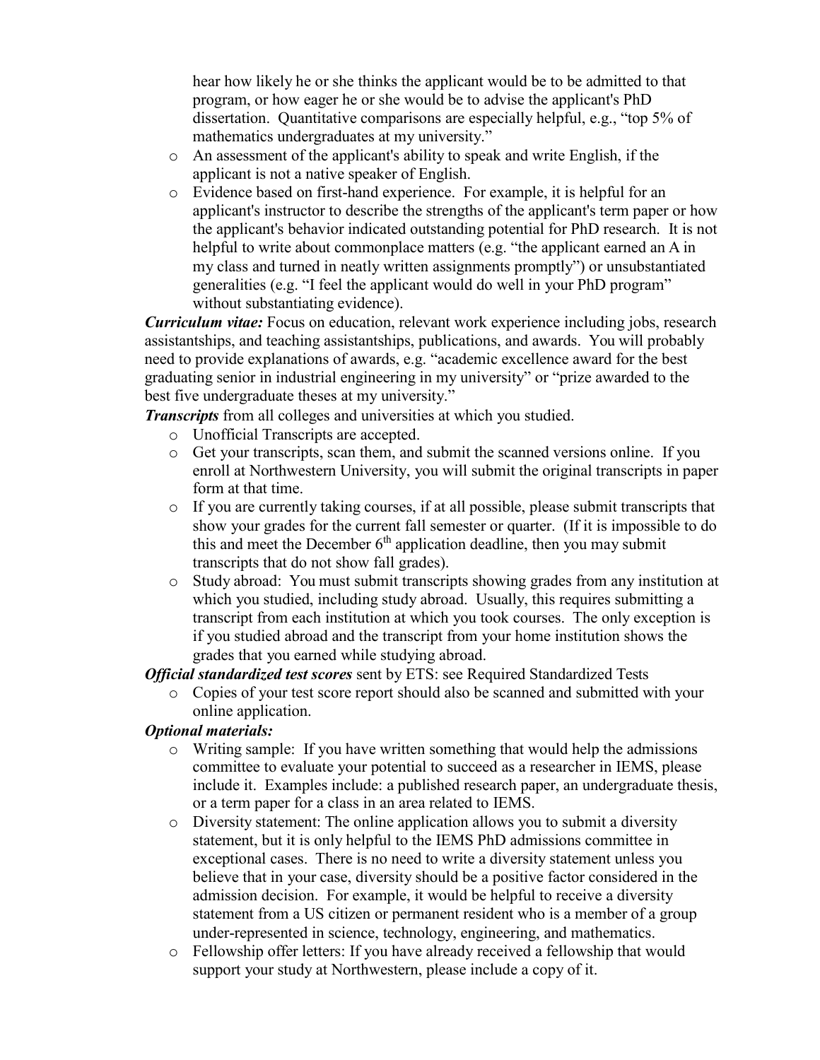hear how likely he or she thinks the applicant would be to be admitted to that program, or how eager he or she would be to advise the applicant's PhD dissertation. Quantitative comparisons are especially helpful, e.g., "top 5% of mathematics undergraduates at my university."
  - An assessment of the applicant's ability to speak and write English, if the applicant is not a native speaker of English.
  - Evidence based on first-hand experience. For example, it is helpful for an applicant's instructor to describe the strengths of the applicant's term paper or how the applicant's behavior indicated outstanding potential for PhD research. It is not helpful to write about commonplace matters (e.g. "the applicant earned an A in my class and turned in neatly written assignments promptly") or unsubstantiated generalities (e.g. "I feel the applicant would do well in your PhD program" without substantiating evidence).

***Curriculum vitae:*** Focus on education, relevant work experience including jobs, research assistantships, and teaching assistantships, publications, and awards. You will probably need to provide explanations of awards, e.g. "academic excellence award for the best graduating senior in industrial engineering in my university" or "prize awarded to the best five undergraduate theses at my university."

***Transcripts*** from all colleges and universities at which you studied.

- Unofficial Transcripts are accepted.
- Get your transcripts, scan them, and submit the scanned versions online. If you enroll at Northwestern University, you will submit the original transcripts in paper form at that time.
- If you are currently taking courses, if at all possible, please submit transcripts that show your grades for the current fall semester or quarter. (If it is impossible to do this and meet the December 6th application deadline, then you may submit transcripts that do not show fall grades).
- Study abroad: You must submit transcripts showing grades from any institution at which you studied, including study abroad. Usually, this requires submitting a transcript from each institution at which you took courses. The only exception is if you studied abroad and the transcript from your home institution shows the grades that you earned while studying abroad.

***Official standardized test scores*** sent by ETS: see Required Standardized Tests

- Copies of your test score report should also be scanned and submitted with your online application.

***Optional materials:***

- Writing sample: If you have written something that would help the admissions committee to evaluate your potential to succeed as a researcher in IEMS, please include it. Examples include: a published research paper, an undergraduate thesis, or a term paper for a class in an area related to IEMS.
- Diversity statement: The online application allows you to submit a diversity statement, but it is only helpful to the IEMS PhD admissions committee in exceptional cases. There is no need to write a diversity statement unless you believe that in your case, diversity should be a positive factor considered in the admission decision. For example, it would be helpful to receive a diversity statement from a US citizen or permanent resident who is a member of a group under-represented in science, technology, engineering, and mathematics.
- Fellowship offer letters: If you have already received a fellowship that would support your study at Northwestern, please include a copy of it.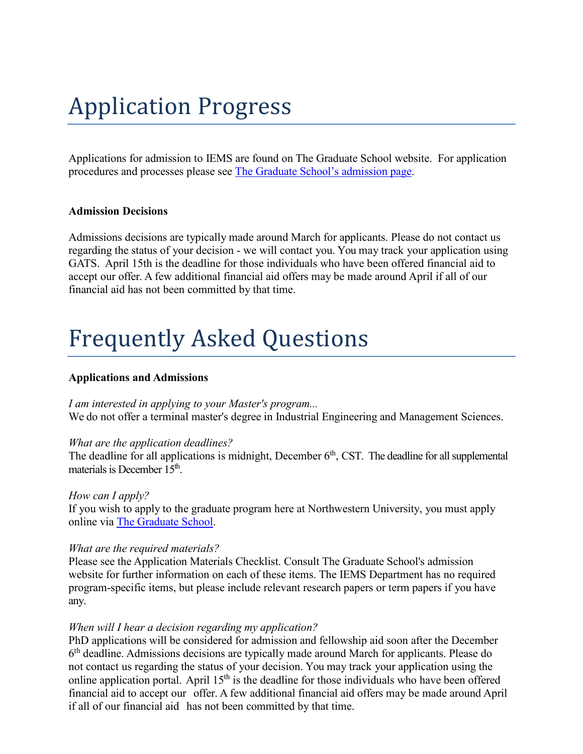# Application Progress

Applications for admission to IEMS are found on The Graduate School website. For application procedures and processes please see The Graduate School's admission page.

**Admission Decisions**

Admissions decisions are typically made around March for applicants. Please do not contact us regarding the status of your decision - we will contact you. You may track your application using GATS. April 15th is the deadline for those individuals who have been offered financial aid to accept our offer. A few additional financial aid offers may be made around April if all of our financial aid has not been committed by that time.

# Frequently Asked Questions

**Applications and Admissions**

*I am interested in applying to your Master's program...*
We do not offer a terminal master's degree in Industrial Engineering and Management Sciences.

*What are the application deadlines?*
The deadline for all applications is midnight, December 6th, CST. The deadline for all supplemental materials is December 15th.

*How can I apply?*
If you wish to apply to the graduate program here at Northwestern University, you must apply online via The Graduate School.

*What are the required materials?*
Please see the Application Materials Checklist. Consult The Graduate School's admission website for further information on each of these items. The IEMS Department has no required program-specific items, but please include relevant research papers or term papers if you have any.

*When will I hear a decision regarding my application?*
PhD applications will be considered for admission and fellowship aid soon after the December 6th deadline. Admissions decisions are typically made around March for applicants. Please do not contact us regarding the status of your decision. You may track your application using the online application portal. April 15th is the deadline for those individuals who have been offered financial aid to accept our offer. A few additional financial aid offers may be made around April if all of our financial aid has not been committed by that time.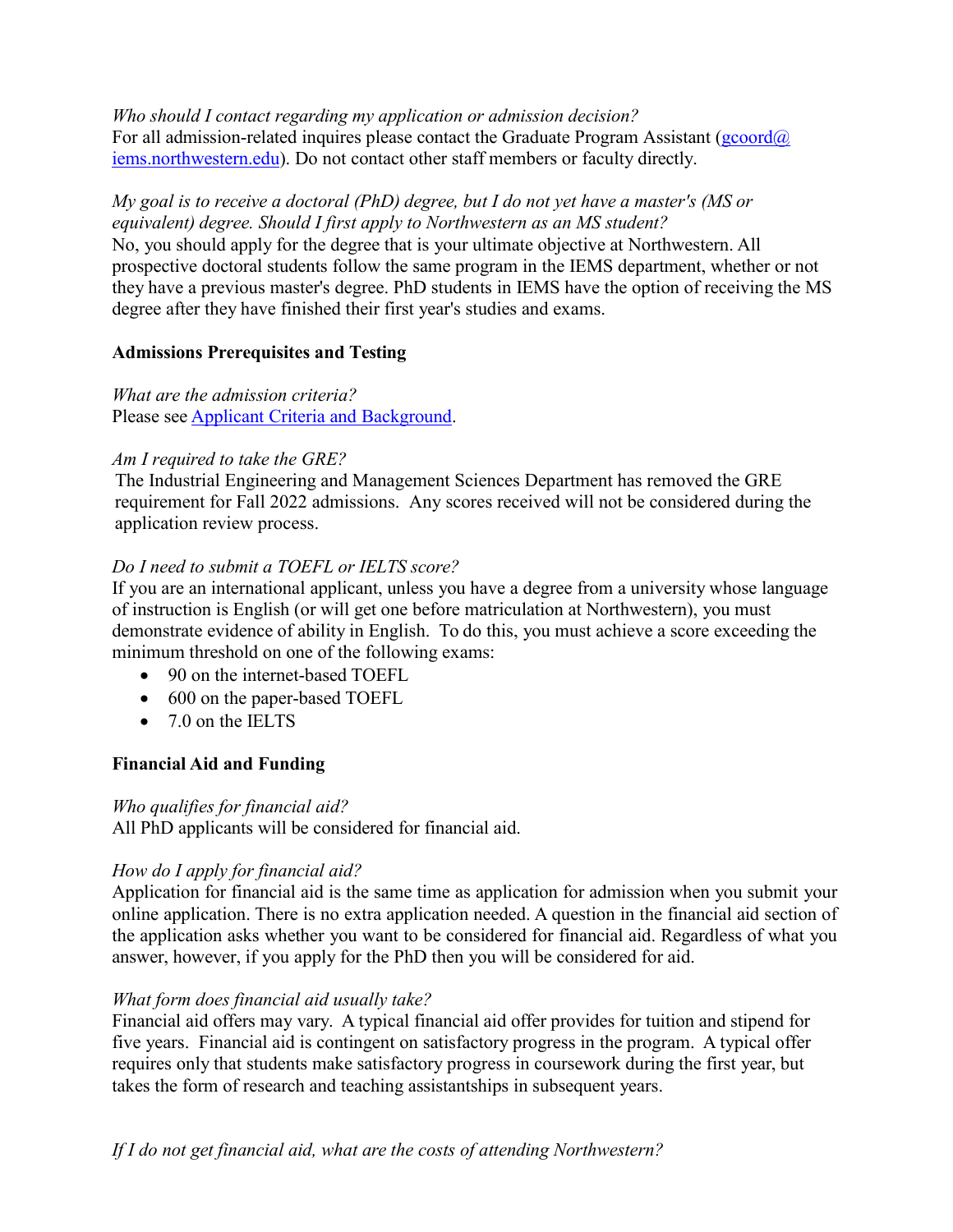*Who should I contact regarding my application or admission decision?*
For all admission-related inquires please contact the Graduate Program Assistant (gcoord@iems.northwestern.edu). Do not contact other staff members or faculty directly.

*My goal is to receive a doctoral (PhD) degree, but I do not yet have a master's (MS or equivalent) degree. Should I first apply to Northwestern as an MS student?*
No, you should apply for the degree that is your ultimate objective at Northwestern. All prospective doctoral students follow the same program in the IEMS department, whether or not they have a previous master's degree. PhD students in IEMS have the option of receiving the MS degree after they have finished their first year's studies and exams.

**Admissions Prerequisites and Testing**

*What are the admission criteria?*
Please see Applicant Criteria and Background.

*Am I required to take the GRE?*
The Industrial Engineering and Management Sciences Department has removed the GRE requirement for Fall 2022 admissions. Any scores received will not be considered during the application review process.

*Do I need to submit a TOEFL or IELTS score?*
If you are an international applicant, unless you have a degree from a university whose language of instruction is English (or will get one before matriculation at Northwestern), you must demonstrate evidence of ability in English. To do this, you must achieve a score exceeding the minimum threshold on one of the following exams:

- 90 on the internet-based TOEFL
- 600 on the paper-based TOEFL
- 7.0 on the IELTS

**Financial Aid and Funding**

*Who qualifies for financial aid?*
All PhD applicants will be considered for financial aid.

*How do I apply for financial aid?*
Application for financial aid is the same time as application for admission when you submit your online application. There is no extra application needed. A question in the financial aid section of the application asks whether you want to be considered for financial aid. Regardless of what you answer, however, if you apply for the PhD then you will be considered for aid.

*What form does financial aid usually take?*
Financial aid offers may vary. A typical financial aid offer provides for tuition and stipend for five years. Financial aid is contingent on satisfactory progress in the program. A typical offer requires only that students make satisfactory progress in coursework during the first year, but takes the form of research and teaching assistantships in subsequent years.

*If I do not get financial aid, what are the costs of attending Northwestern?*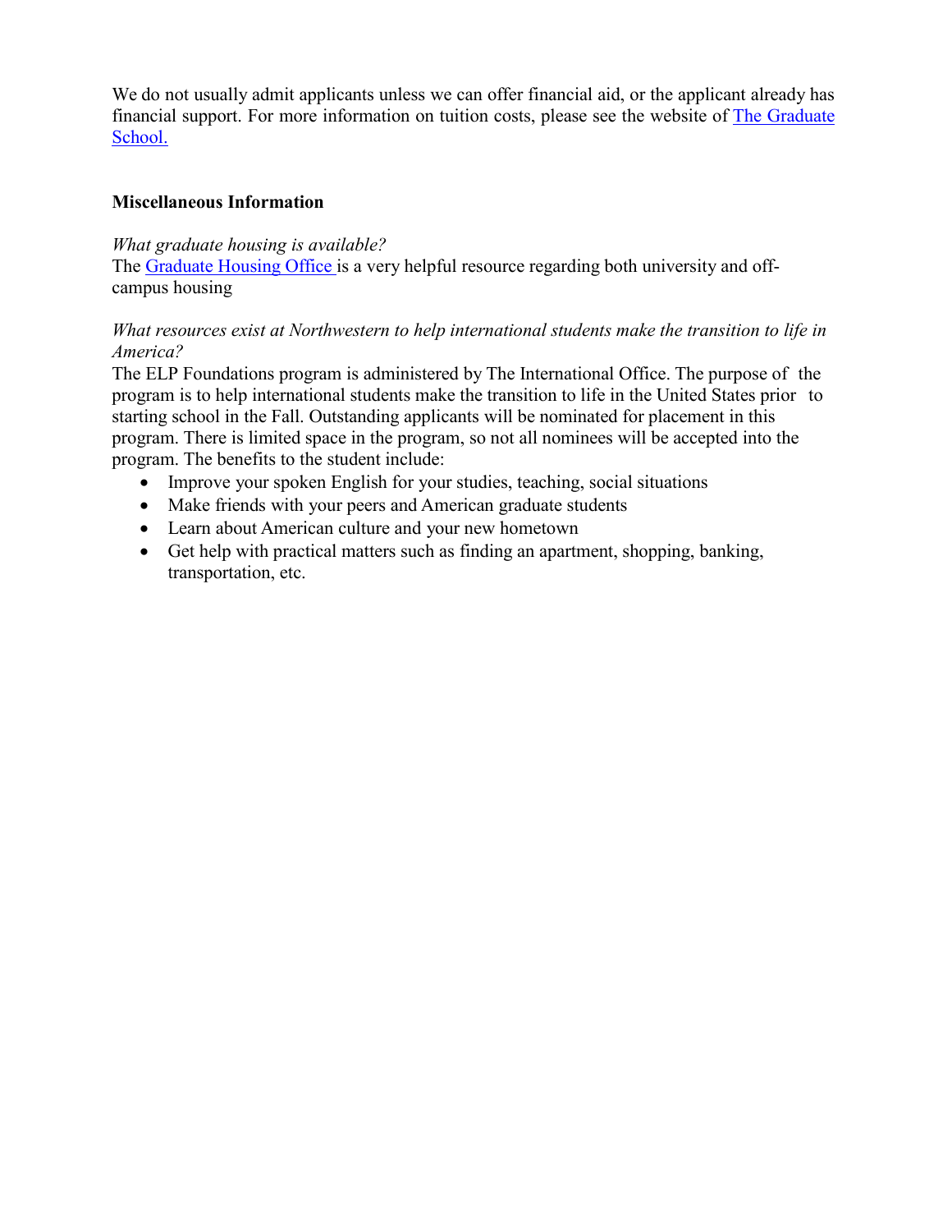We do not usually admit applicants unless we can offer financial aid, or the applicant already has financial support. For more information on tuition costs, please see the website of [The Graduate School.]()

**Miscellaneous Information**

*What graduate housing is available?*
The [Graduate Housing Office]() is a very helpful resource regarding both university and off-campus housing

*What resources exist at Northwestern to help international students make the transition to life in America?*
The ELP Foundations program is administered by The International Office. The purpose of the program is to help international students make the transition to life in the United States prior to starting school in the Fall. Outstanding applicants will be nominated for placement in this program. There is limited space in the program, so not all nominees will be accepted into the program. The benefits to the student include:

- Improve your spoken English for your studies, teaching, social situations
- Make friends with your peers and American graduate students
- Learn about American culture and your new hometown
- Get help with practical matters such as finding an apartment, shopping, banking, transportation, etc.